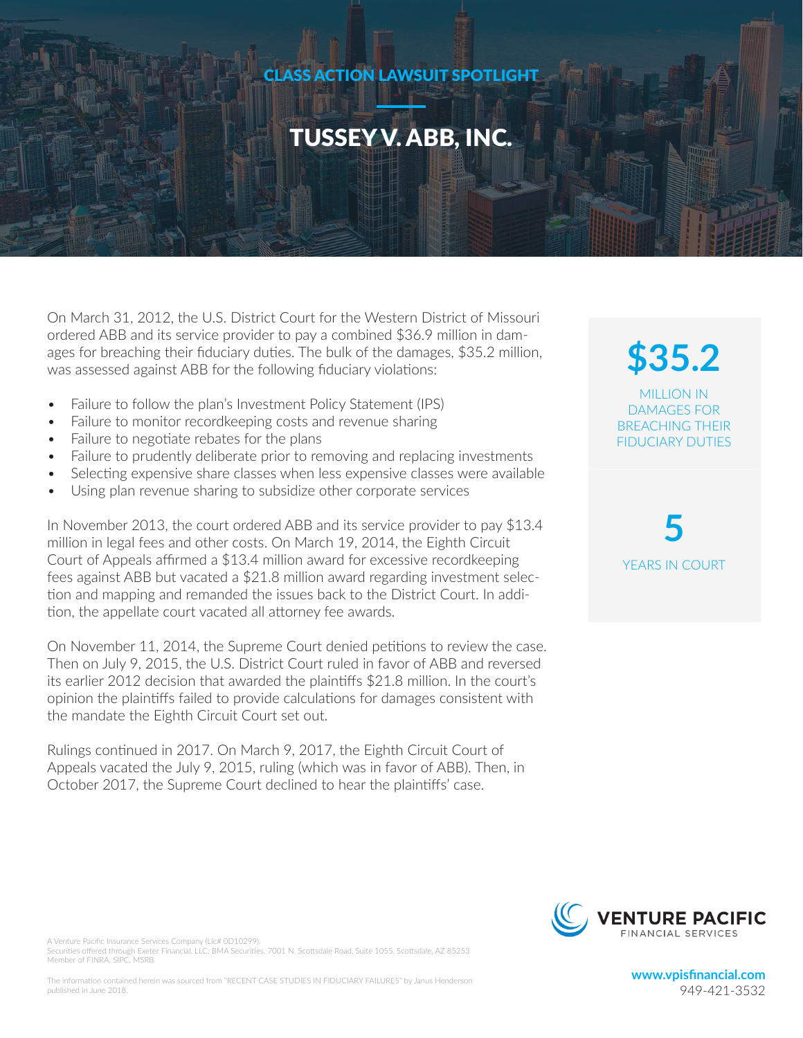CLASS ACTION LAWSUIT SPOTLIGHT

# TUSSEY V. ABB, INC.

On March 31, 2012, the U.S. District Court for the Western District of Missouri ordered ABB and its service provider to pay a combined $36.9 million in damages for breaching their fiduciary duties. The bulk of the damages, $35.2 million, was assessed against ABB for the following fiduciary violations:

- Failure to follow the plan's Investment Policy Statement (IPS)
- Failure to monitor recordkeeping costs and revenue sharing
- Failure to negotiate rebates for the plans
- Failure to prudently deliberate prior to removing and replacing investments
- Selecting expensive share classes when less expensive classes were available
- Using plan revenue sharing to subsidize other corporate services

In November 2013, the court ordered ABB and its service provider to pay $13.4 million in legal fees and other costs. On March 19, 2014, the Eighth Circuit Court of Appeals affirmed a $13.4 million award for excessive recordkeeping fees against ABB but vacated a $21.8 million award regarding investment selection and mapping and remanded the issues back to the District Court. In addition, the appellate court vacated all attorney fee awards.

On November 11, 2014, the Supreme Court denied petitions to review the case. Then on July 9, 2015, the U.S. District Court ruled in favor of ABB and reversed its earlier 2012 decision that awarded the plaintiffs $21.8 million. In the court's opinion the plaintiffs failed to provide calculations for damages consistent with the mandate the Eighth Circuit Court set out.

Rulings continued in 2017. On March 9, 2017, the Eighth Circuit Court of Appeals vacated the July 9, 2015, ruling (which was in favor of ABB). Then, in October 2017, the Supreme Court declined to hear the plaintiffs' case.

**$35.2**

MILLION IN DAMAGES FOR BREACHING THEIR FIDUCIARY DUTIES

**5**

YEARS IN COURT

A Venture Pacific Insurance Services Company (Lic# 0D10299).
Securities offered through Exeter Financial, LLC; BMA Securities. 7001 N. Scottsdale Road, Suite 1055, Scottsdale, AZ 85253
Member of FINRA, SIPC, MSRB

The information contained herein was sourced from "RECENT CASE STUDIES IN FIDUCIARY FAILURES" by Janus Henderson published in June 2018.

VENTURE PACIFIC
FINANCIAL SERVICES

**www.vpisfinancial.com**
949-421-3532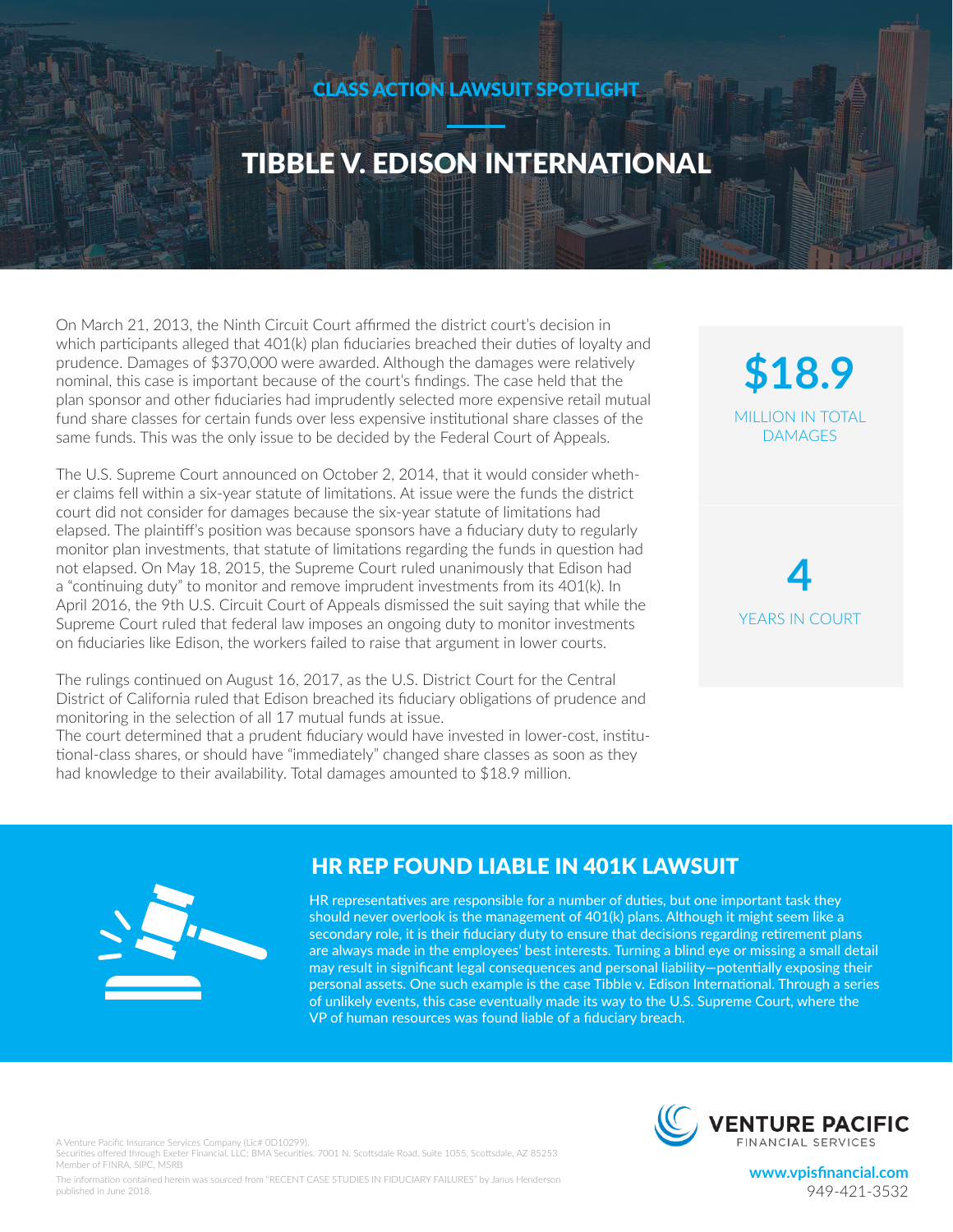CLASS ACTION LAWSUIT SPOTLIGHT

# TIBBLE V. EDISON INTERNATIONAL

On March 21, 2013, the Ninth Circuit Court affirmed the district court's decision in which participants alleged that 401(k) plan fiduciaries breached their duties of loyalty and prudence. Damages of $370,000 were awarded. Although the damages were relatively nominal, this case is important because of the court's findings. The case held that the plan sponsor and other fiduciaries had imprudently selected more expensive retail mutual fund share classes for certain funds over less expensive institutional share classes of the same funds. This was the only issue to be decided by the Federal Court of Appeals.

The U.S. Supreme Court announced on October 2, 2014, that it would consider whether claims fell within a six-year statute of limitations. At issue were the funds the district court did not consider for damages because the six-year statute of limitations had elapsed. The plaintiff's position was because sponsors have a fiduciary duty to regularly monitor plan investments, that statute of limitations regarding the funds in question had not elapsed. On May 18, 2015, the Supreme Court ruled unanimously that Edison had a "continuing duty" to monitor and remove imprudent investments from its 401(k). In April 2016, the 9th U.S. Circuit Court of Appeals dismissed the suit saying that while the Supreme Court ruled that federal law imposes an ongoing duty to monitor investments on fiduciaries like Edison, the workers failed to raise that argument in lower courts.

The rulings continued on August 16, 2017, as the U.S. District Court for the Central District of California ruled that Edison breached its fiduciary obligations of prudence and monitoring in the selection of all 17 mutual funds at issue.
The court determined that a prudent fiduciary would have invested in lower-cost, institutional-class shares, or should have "immediately" changed share classes as soon as they had knowledge to their availability. Total damages amounted to $18.9 million.

**$18.9**
MILLION IN TOTAL DAMAGES

**4**
YEARS IN COURT

## HR REP FOUND LIABLE IN 401K LAWSUIT

HR representatives are responsible for a number of duties, but one important task they should never overlook is the management of 401(k) plans. Although it might seem like a secondary role, it is their fiduciary duty to ensure that decisions regarding retirement plans are always made in the employees' best interests. Turning a blind eye or missing a small detail may result in significant legal consequences and personal liability—potentially exposing their personal assets. One such example is the case Tibble v. Edison International. Through a series of unlikely events, this case eventually made its way to the U.S. Supreme Court, where the VP of human resources was found liable of a fiduciary breach.

A Venture Pacific Insurance Services Company (Lic# 0D10299).
Securities offered through Exeter Financial, LLC; BMA Securities. 7001 N. Scottsdale Road, Suite 1055, Scottsdale, AZ 85253
Member of FINRA, SIPC, MSRB

The information contained herein was sourced from "RECENT CASE STUDIES IN FIDUCIARY FAILURES" by Janus Henderson published in June 2018.

VENTURE PACIFIC
FINANCIAL SERVICES

www.vpisfinancial.com
949-421-3532